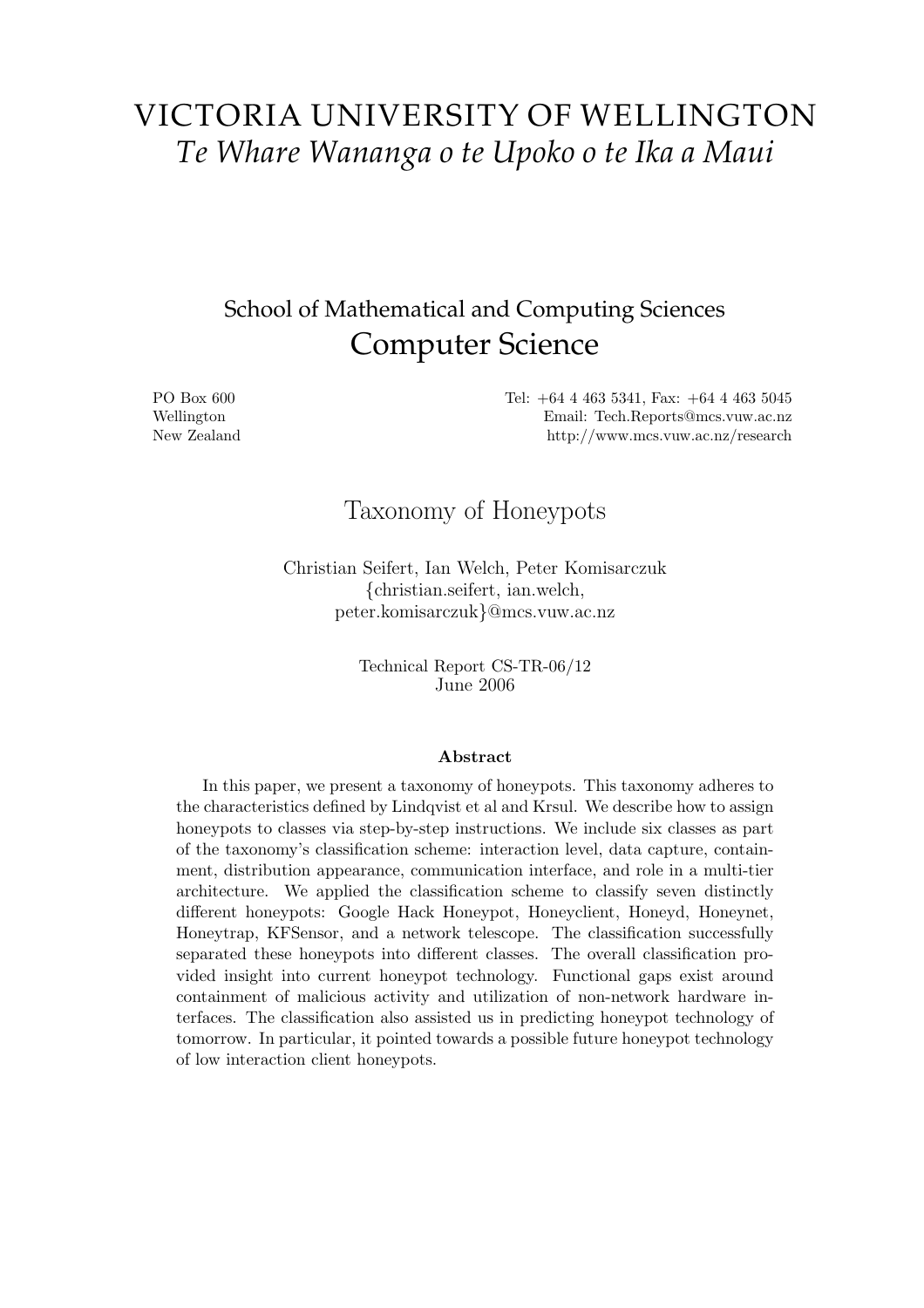# VICTORIA UNIVERSITY OF WELLINGTON

*Te Whare Wananga o te Upoko o te Ika a Maui*

## School of Mathematical and Computing Sciences
## Computer Science

PO Box 600
Wellington
New Zealand

Tel: +64 4 463 5341, Fax: +64 4 463 5045
Email: Tech.Reports@mcs.vuw.ac.nz
http://www.mcs.vuw.ac.nz/research

# Taxonomy of Honeypots

Christian Seifert, Ian Welch, Peter Komisarczuk
{christian.seifert, ian.welch, peter.komisarczuk}@mcs.vuw.ac.nz

Technical Report CS-TR-06/12
June 2006

**Abstract**

In this paper, we present a taxonomy of honeypots. This taxonomy adheres to the characteristics defined by Lindqvist et al and Krsul. We describe how to assign honeypots to classes via step-by-step instructions. We include six classes as part of the taxonomy's classification scheme: interaction level, data capture, containment, distribution appearance, communication interface, and role in a multi-tier architecture. We applied the classification scheme to classify seven distinctly different honeypots: Google Hack Honeypot, Honeyclient, Honeyd, Honeynet, Honeytrap, KFSensor, and a network telescope. The classification successfully separated these honeypots into different classes. The overall classification provided insight into current honeypot technology. Functional gaps exist around containment of malicious activity and utilization of non-network hardware interfaces. The classification also assisted us in predicting honeypot technology of tomorrow. In particular, it pointed towards a possible future honeypot technology of low interaction client honeypots.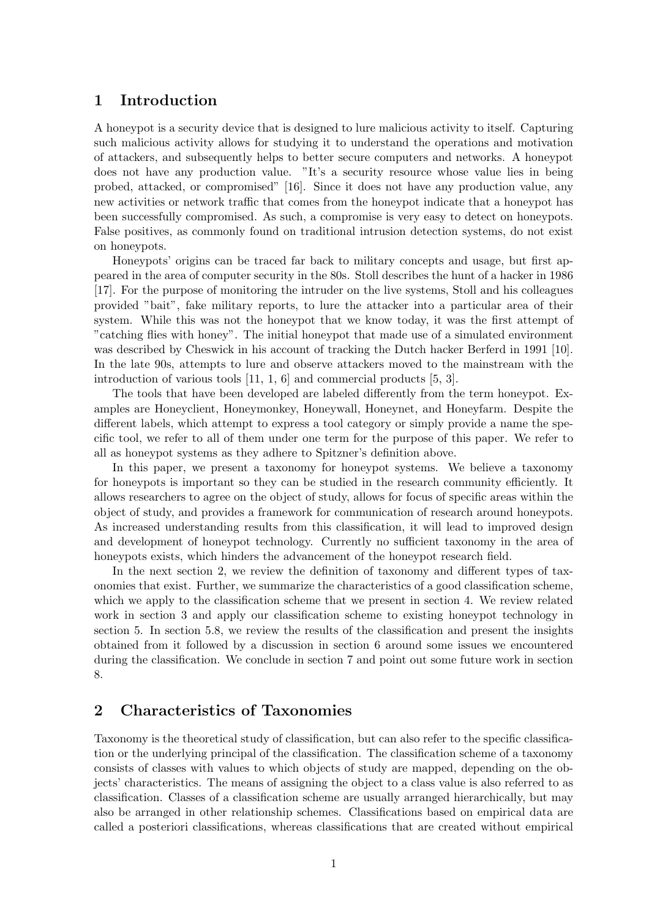## 1 Introduction

A honeypot is a security device that is designed to lure malicious activity to itself. Capturing such malicious activity allows for studying it to understand the operations and motivation of attackers, and subsequently helps to better secure computers and networks. A honeypot does not have any production value. "It's a security resource whose value lies in being probed, attacked, or compromised" [16]. Since it does not have any production value, any new activities or network traffic that comes from the honeypot indicate that a honeypot has been successfully compromised. As such, a compromise is very easy to detect on honeypots. False positives, as commonly found on traditional intrusion detection systems, do not exist on honeypots.

Honeypots' origins can be traced far back to military concepts and usage, but first appeared in the area of computer security in the 80s. Stoll describes the hunt of a hacker in 1986 [17]. For the purpose of monitoring the intruder on the live systems, Stoll and his colleagues provided "bait", fake military reports, to lure the attacker into a particular area of their system. While this was not the honeypot that we know today, it was the first attempt of "catching flies with honey". The initial honeypot that made use of a simulated environment was described by Cheswick in his account of tracking the Dutch hacker Berferd in 1991 [10]. In the late 90s, attempts to lure and observe attackers moved to the mainstream with the introduction of various tools [11, 1, 6] and commercial products [5, 3].

The tools that have been developed are labeled differently from the term honeypot. Examples are Honeyclient, Honeymonkey, Honeywall, Honeynet, and Honeyfarm. Despite the different labels, which attempt to express a tool category or simply provide a name the specific tool, we refer to all of them under one term for the purpose of this paper. We refer to all as honeypot systems as they adhere to Spitzner's definition above.

In this paper, we present a taxonomy for honeypot systems. We believe a taxonomy for honeypots is important so they can be studied in the research community efficiently. It allows researchers to agree on the object of study, allows for focus of specific areas within the object of study, and provides a framework for communication of research around honeypots. As increased understanding results from this classification, it will lead to improved design and development of honeypot technology. Currently no sufficient taxonomy in the area of honeypots exists, which hinders the advancement of the honeypot research field.

In the next section 2, we review the definition of taxonomy and different types of taxonomies that exist. Further, we summarize the characteristics of a good classification scheme, which we apply to the classification scheme that we present in section 4. We review related work in section 3 and apply our classification scheme to existing honeypot technology in section 5. In section 5.8, we review the results of the classification and present the insights obtained from it followed by a discussion in section 6 around some issues we encountered during the classification. We conclude in section 7 and point out some future work in section 8.

## 2 Characteristics of Taxonomies

Taxonomy is the theoretical study of classification, but can also refer to the specific classification or the underlying principal of the classification. The classification scheme of a taxonomy consists of classes with values to which objects of study are mapped, depending on the objects' characteristics. The means of assigning the object to a class value is also referred to as classification. Classes of a classification scheme are usually arranged hierarchically, but may also be arranged in other relationship schemes. Classifications based on empirical data are called a posteriori classifications, whereas classifications that are created without empirical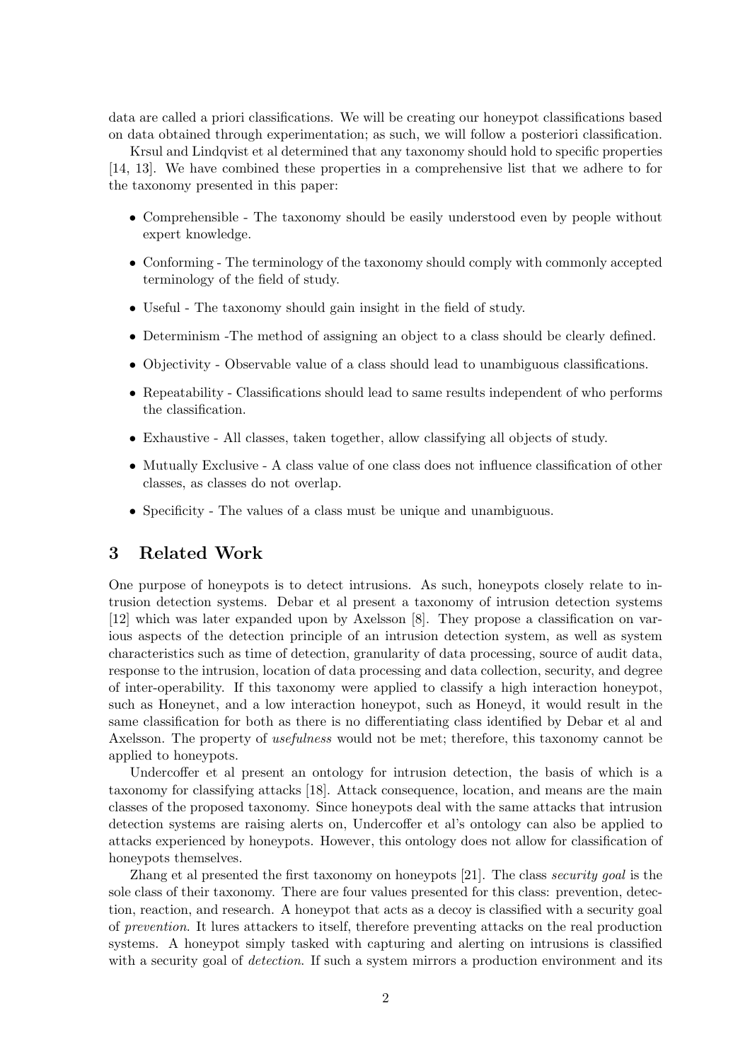data are called a priori classifications. We will be creating our honeypot classifications based on data obtained through experimentation; as such, we will follow a posteriori classification.

Krsul and Lindqvist et al determined that any taxonomy should hold to specific properties [14, 13]. We have combined these properties in a comprehensive list that we adhere to for the taxonomy presented in this paper:

- Comprehensible - The taxonomy should be easily understood even by people without expert knowledge.
- Conforming - The terminology of the taxonomy should comply with commonly accepted terminology of the field of study.
- Useful - The taxonomy should gain insight in the field of study.
- Determinism -The method of assigning an object to a class should be clearly defined.
- Objectivity - Observable value of a class should lead to unambiguous classifications.
- Repeatability - Classifications should lead to same results independent of who performs the classification.
- Exhaustive - All classes, taken together, allow classifying all objects of study.
- Mutually Exclusive - A class value of one class does not influence classification of other classes, as classes do not overlap.
- Specificity - The values of a class must be unique and unambiguous.

## 3 Related Work

One purpose of honeypots is to detect intrusions. As such, honeypots closely relate to intrusion detection systems. Debar et al present a taxonomy of intrusion detection systems [12] which was later expanded upon by Axelsson [8]. They propose a classification on various aspects of the detection principle of an intrusion detection system, as well as system characteristics such as time of detection, granularity of data processing, source of audit data, response to the intrusion, location of data processing and data collection, security, and degree of inter-operability. If this taxonomy were applied to classify a high interaction honeypot, such as Honeynet, and a low interaction honeypot, such as Honeyd, it would result in the same classification for both as there is no differentiating class identified by Debar et al and Axelsson. The property of *usefulness* would not be met; therefore, this taxonomy cannot be applied to honeypots.

Undercoffer et al present an ontology for intrusion detection, the basis of which is a taxonomy for classifying attacks [18]. Attack consequence, location, and means are the main classes of the proposed taxonomy. Since honeypots deal with the same attacks that intrusion detection systems are raising alerts on, Undercoffer et al's ontology can also be applied to attacks experienced by honeypots. However, this ontology does not allow for classification of honeypots themselves.

Zhang et al presented the first taxonomy on honeypots [21]. The class *security goal* is the sole class of their taxonomy. There are four values presented for this class: prevention, detection, reaction, and research. A honeypot that acts as a decoy is classified with a security goal of *prevention*. It lures attackers to itself, therefore preventing attacks on the real production systems. A honeypot simply tasked with capturing and alerting on intrusions is classified with a security goal of *detection*. If such a system mirrors a production environment and its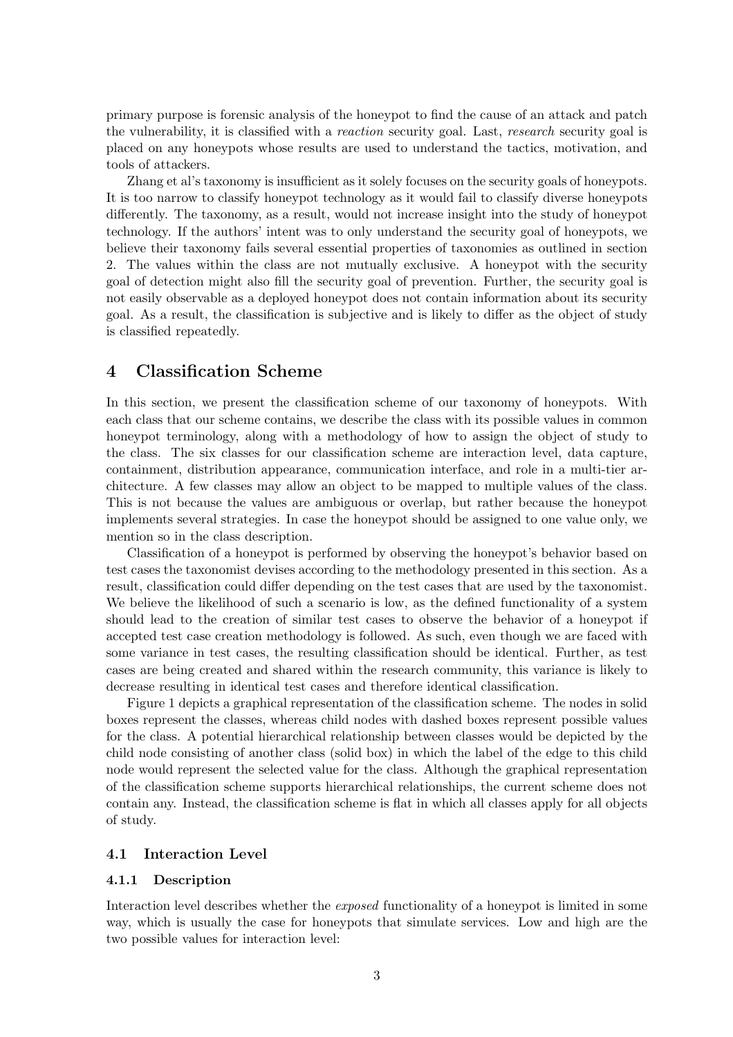primary purpose is forensic analysis of the honeypot to find the cause of an attack and patch the vulnerability, it is classified with a *reaction* security goal. Last, *research* security goal is placed on any honeypots whose results are used to understand the tactics, motivation, and tools of attackers.

Zhang et al's taxonomy is insufficient as it solely focuses on the security goals of honeypots. It is too narrow to classify honeypot technology as it would fail to classify diverse honeypots differently. The taxonomy, as a result, would not increase insight into the study of honeypot technology. If the authors' intent was to only understand the security goal of honeypots, we believe their taxonomy fails several essential properties of taxonomies as outlined in section 2. The values within the class are not mutually exclusive. A honeypot with the security goal of detection might also fill the security goal of prevention. Further, the security goal is not easily observable as a deployed honeypot does not contain information about its security goal. As a result, the classification is subjective and is likely to differ as the object of study is classified repeatedly.

## 4 Classification Scheme

In this section, we present the classification scheme of our taxonomy of honeypots. With each class that our scheme contains, we describe the class with its possible values in common honeypot terminology, along with a methodology of how to assign the object of study to the class. The six classes for our classification scheme are interaction level, data capture, containment, distribution appearance, communication interface, and role in a multi-tier architecture. A few classes may allow an object to be mapped to multiple values of the class. This is not because the values are ambiguous or overlap, but rather because the honeypot implements several strategies. In case the honeypot should be assigned to one value only, we mention so in the class description.

Classification of a honeypot is performed by observing the honeypot's behavior based on test cases the taxonomist devises according to the methodology presented in this section. As a result, classification could differ depending on the test cases that are used by the taxonomist. We believe the likelihood of such a scenario is low, as the defined functionality of a system should lead to the creation of similar test cases to observe the behavior of a honeypot if accepted test case creation methodology is followed. As such, even though we are faced with some variance in test cases, the resulting classification should be identical. Further, as test cases are being created and shared within the research community, this variance is likely to decrease resulting in identical test cases and therefore identical classification.

Figure 1 depicts a graphical representation of the classification scheme. The nodes in solid boxes represent the classes, whereas child nodes with dashed boxes represent possible values for the class. A potential hierarchical relationship between classes would be depicted by the child node consisting of another class (solid box) in which the label of the edge to this child node would represent the selected value for the class. Although the graphical representation of the classification scheme supports hierarchical relationships, the current scheme does not contain any. Instead, the classification scheme is flat in which all classes apply for all objects of study.

### 4.1 Interaction Level

#### 4.1.1 Description

Interaction level describes whether the *exposed* functionality of a honeypot is limited in some way, which is usually the case for honeypots that simulate services. Low and high are the two possible values for interaction level: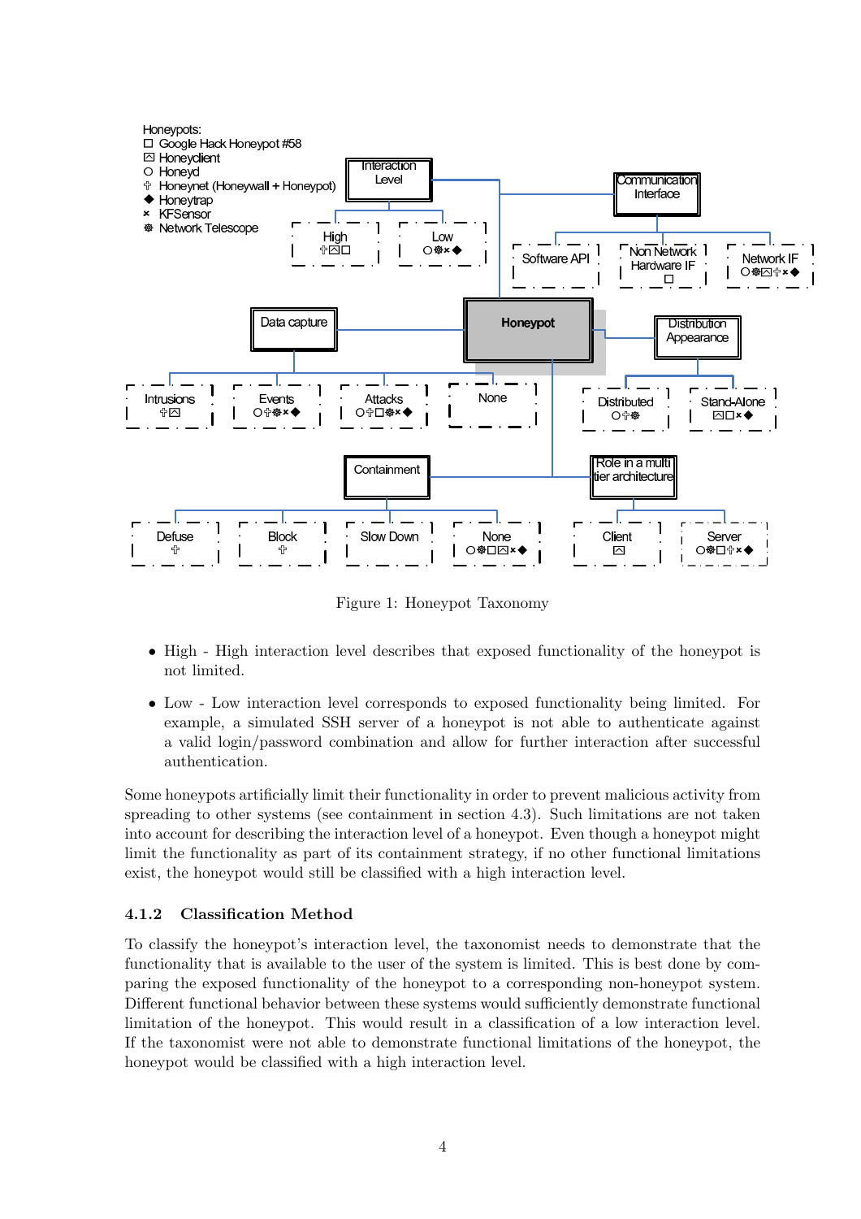Figure 1: Honeypot Taxonomy

- High - High interaction level describes that exposed functionality of the honeypot is not limited.
- Low - Low interaction level corresponds to exposed functionality being limited. For example, a simulated SSH server of a honeypot is not able to authenticate against a valid login/password combination and allow for further interaction after successful authentication.

Some honeypots artificially limit their functionality in order to prevent malicious activity from spreading to other systems (see containment in section 4.3). Such limitations are not taken into account for describing the interaction level of a honeypot. Even though a honeypot might limit the functionality as part of its containment strategy, if no other functional limitations exist, the honeypot would still be classified with a high interaction level.

### 4.1.2 Classification Method

To classify the honeypot's interaction level, the taxonomist needs to demonstrate that the functionality that is available to the user of the system is limited. This is best done by comparing the exposed functionality of the honeypot to a corresponding non-honeypot system. Different functional behavior between these systems would sufficiently demonstrate functional limitation of the honeypot. This would result in a classification of a low interaction level. If the taxonomist were not able to demonstrate functional limitations of the honeypot, the honeypot would be classified with a high interaction level.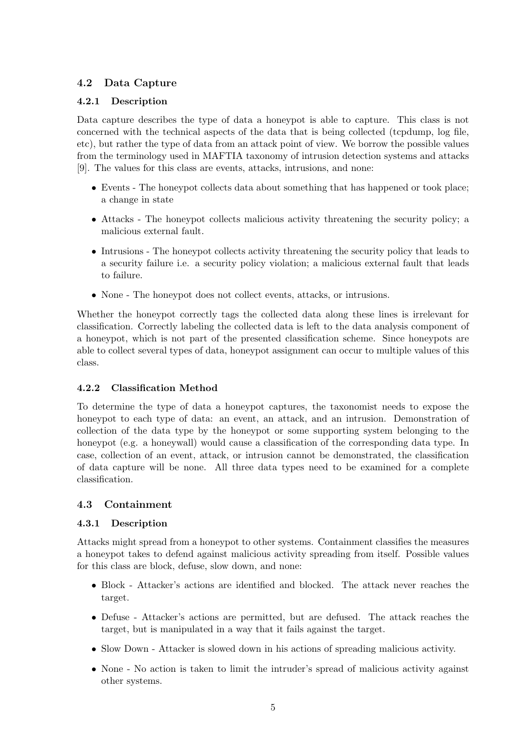### 4.2 Data Capture

#### 4.2.1 Description

Data capture describes the type of data a honeypot is able to capture. This class is not concerned with the technical aspects of the data that is being collected (tcpdump, log file, etc), but rather the type of data from an attack point of view. We borrow the possible values from the terminology used in MAFTIA taxonomy of intrusion detection systems and attacks [9]. The values for this class are events, attacks, intrusions, and none:

- Events - The honeypot collects data about something that has happened or took place; a change in state
- Attacks - The honeypot collects malicious activity threatening the security policy; a malicious external fault.
- Intrusions - The honeypot collects activity threatening the security policy that leads to a security failure i.e. a security policy violation; a malicious external fault that leads to failure.
- None - The honeypot does not collect events, attacks, or intrusions.

Whether the honeypot correctly tags the collected data along these lines is irrelevant for classification. Correctly labeling the collected data is left to the data analysis component of a honeypot, which is not part of the presented classification scheme. Since honeypots are able to collect several types of data, honeypot assignment can occur to multiple values of this class.

#### 4.2.2 Classification Method

To determine the type of data a honeypot captures, the taxonomist needs to expose the honeypot to each type of data: an event, an attack, and an intrusion. Demonstration of collection of the data type by the honeypot or some supporting system belonging to the honeypot (e.g. a honeywall) would cause a classification of the corresponding data type. In case, collection of an event, attack, or intrusion cannot be demonstrated, the classification of data capture will be none. All three data types need to be examined for a complete classification.

### 4.3 Containment

#### 4.3.1 Description

Attacks might spread from a honeypot to other systems. Containment classifies the measures a honeypot takes to defend against malicious activity spreading from itself. Possible values for this class are block, defuse, slow down, and none:

- Block - Attacker's actions are identified and blocked. The attack never reaches the target.
- Defuse - Attacker's actions are permitted, but are defused. The attack reaches the target, but is manipulated in a way that it fails against the target.
- Slow Down - Attacker is slowed down in his actions of spreading malicious activity.
- None - No action is taken to limit the intruder's spread of malicious activity against other systems.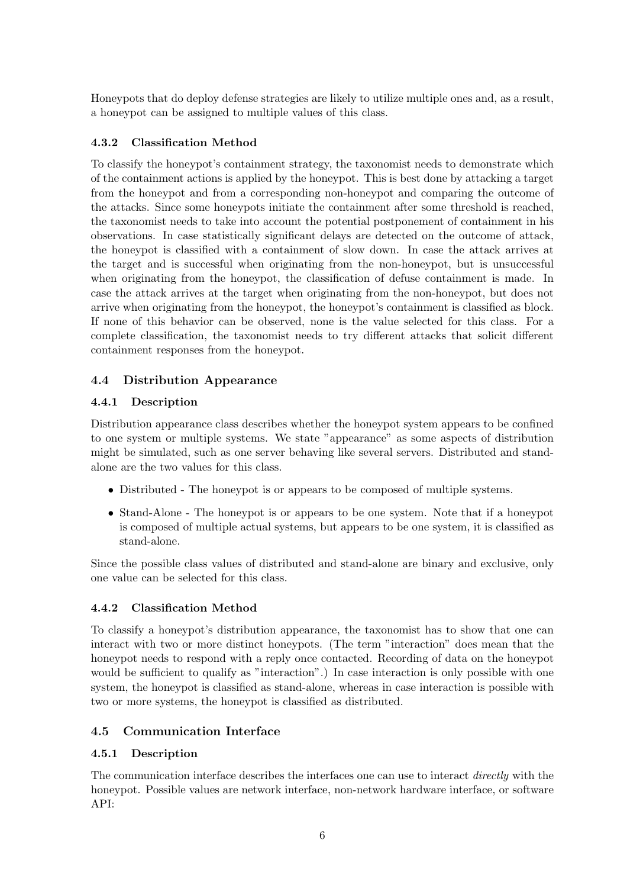Honeypots that do deploy defense strategies are likely to utilize multiple ones and, as a result, a honeypot can be assigned to multiple values of this class.

### 4.3.2 Classification Method

To classify the honeypot's containment strategy, the taxonomist needs to demonstrate which of the containment actions is applied by the honeypot. This is best done by attacking a target from the honeypot and from a corresponding non-honeypot and comparing the outcome of the attacks. Since some honeypots initiate the containment after some threshold is reached, the taxonomist needs to take into account the potential postponement of containment in his observations. In case statistically significant delays are detected on the outcome of attack, the honeypot is classified with a containment of slow down. In case the attack arrives at the target and is successful when originating from the non-honeypot, but is unsuccessful when originating from the honeypot, the classification of defuse containment is made. In case the attack arrives at the target when originating from the non-honeypot, but does not arrive when originating from the honeypot, the honeypot's containment is classified as block. If none of this behavior can be observed, none is the value selected for this class. For a complete classification, the taxonomist needs to try different attacks that solicit different containment responses from the honeypot.

## 4.4 Distribution Appearance

### 4.4.1 Description

Distribution appearance class describes whether the honeypot system appears to be confined to one system or multiple systems. We state "appearance" as some aspects of distribution might be simulated, such as one server behaving like several servers. Distributed and stand-alone are the two values for this class.

- Distributed - The honeypot is or appears to be composed of multiple systems.
- Stand-Alone - The honeypot is or appears to be one system. Note that if a honeypot is composed of multiple actual systems, but appears to be one system, it is classified as stand-alone.

Since the possible class values of distributed and stand-alone are binary and exclusive, only one value can be selected for this class.

### 4.4.2 Classification Method

To classify a honeypot's distribution appearance, the taxonomist has to show that one can interact with two or more distinct honeypots. (The term "interaction" does mean that the honeypot needs to respond with a reply once contacted. Recording of data on the honeypot would be sufficient to qualify as "interaction".) In case interaction is only possible with one system, the honeypot is classified as stand-alone, whereas in case interaction is possible with two or more systems, the honeypot is classified as distributed.

## 4.5 Communication Interface

### 4.5.1 Description

The communication interface describes the interfaces one can use to interact *directly* with the honeypot. Possible values are network interface, non-network hardware interface, or software API: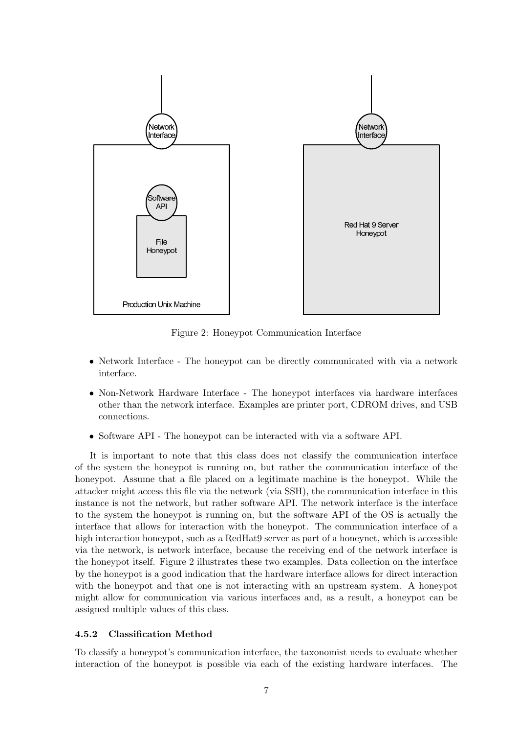Figure 2: Honeypot Communication Interface

- Network Interface - The honeypot can be directly communicated with via a network interface.
- Non-Network Hardware Interface - The honeypot interfaces via hardware interfaces other than the network interface. Examples are printer port, CDROM drives, and USB connections.
- Software API - The honeypot can be interacted with via a software API.

It is important to note that this class does not classify the communication interface of the system the honeypot is running on, but rather the communication interface of the honeypot. Assume that a file placed on a legitimate machine is the honeypot. While the attacker might access this file via the network (via SSH), the communication interface in this instance is not the network, but rather software API. The network interface is the interface to the system the honeypot is running on, but the software API of the OS is actually the interface that allows for interaction with the honeypot. The communication interface of a high interaction honeypot, such as a RedHat9 server as part of a honeynet, which is accessible via the network, is network interface, because the receiving end of the network interface is the honeypot itself. Figure 2 illustrates these two examples. Data collection on the interface by the honeypot is a good indication that the hardware interface allows for direct interaction with the honeypot and that one is not interacting with an upstream system. A honeypot might allow for communication via various interfaces and, as a result, a honeypot can be assigned multiple values of this class.

#### 4.5.2 Classification Method

To classify a honeypot's communication interface, the taxonomist needs to evaluate whether interaction of the honeypot is possible via each of the existing hardware interfaces. The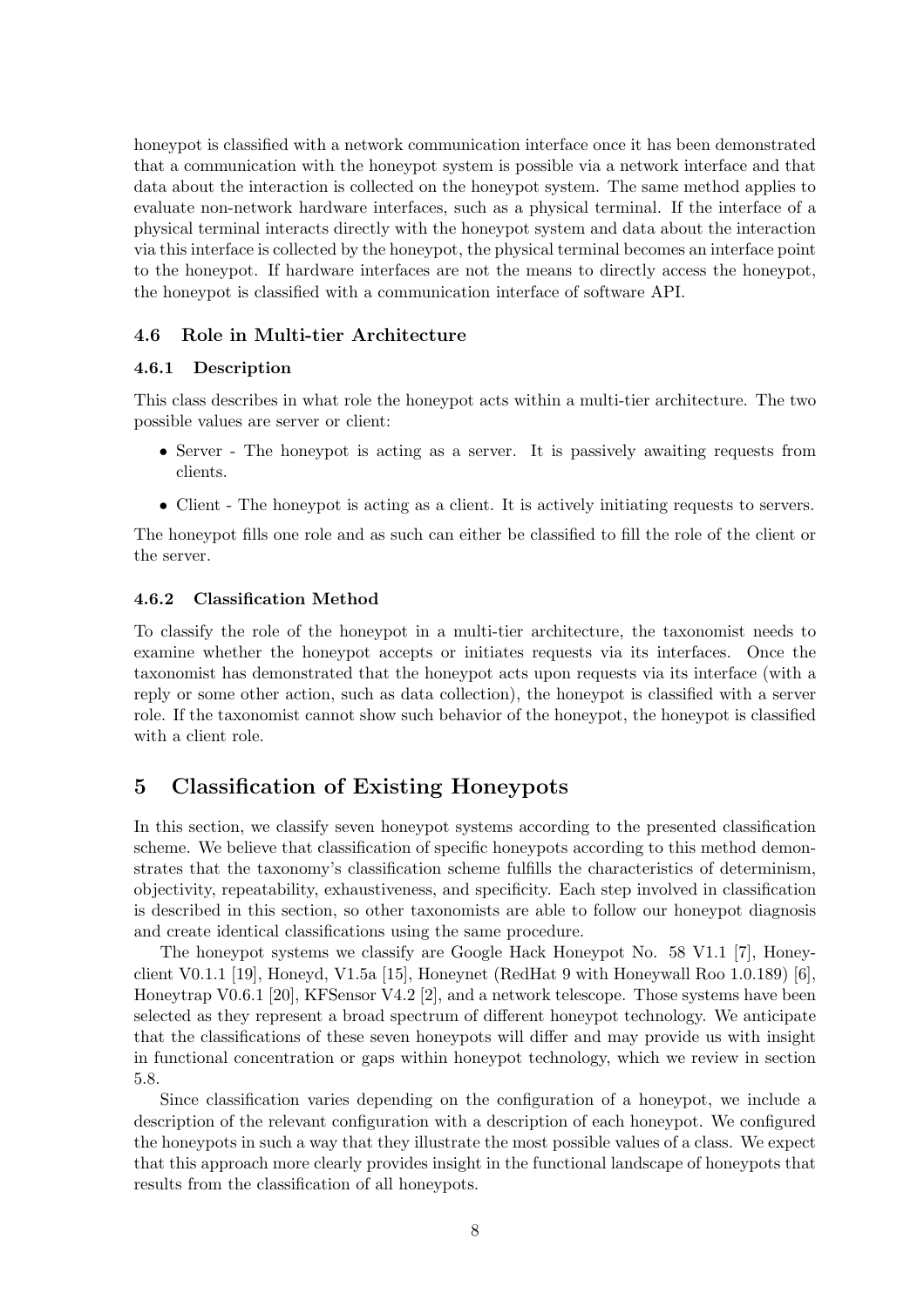honeypot is classified with a network communication interface once it has been demonstrated that a communication with the honeypot system is possible via a network interface and that data about the interaction is collected on the honeypot system. The same method applies to evaluate non-network hardware interfaces, such as a physical terminal. If the interface of a physical terminal interacts directly with the honeypot system and data about the interaction via this interface is collected by the honeypot, the physical terminal becomes an interface point to the honeypot. If hardware interfaces are not the means to directly access the honeypot, the honeypot is classified with a communication interface of software API.

### 4.6 Role in Multi-tier Architecture

#### 4.6.1 Description

This class describes in what role the honeypot acts within a multi-tier architecture. The two possible values are server or client:

- Server - The honeypot is acting as a server. It is passively awaiting requests from clients.
- Client - The honeypot is acting as a client. It is actively initiating requests to servers.

The honeypot fills one role and as such can either be classified to fill the role of the client or the server.

#### 4.6.2 Classification Method

To classify the role of the honeypot in a multi-tier architecture, the taxonomist needs to examine whether the honeypot accepts or initiates requests via its interfaces. Once the taxonomist has demonstrated that the honeypot acts upon requests via its interface (with a reply or some other action, such as data collection), the honeypot is classified with a server role. If the taxonomist cannot show such behavior of the honeypot, the honeypot is classified with a client role.

## 5 Classification of Existing Honeypots

In this section, we classify seven honeypot systems according to the presented classification scheme. We believe that classification of specific honeypots according to this method demonstrates that the taxonomy's classification scheme fulfills the characteristics of determinism, objectivity, repeatability, exhaustiveness, and specificity. Each step involved in classification is described in this section, so other taxonomists are able to follow our honeypot diagnosis and create identical classifications using the same procedure.

The honeypot systems we classify are Google Hack Honeypot No. 58 V1.1 [7], Honeyclient V0.1.1 [19], Honeyd, V1.5a [15], Honeynet (RedHat 9 with Honeywall Roo 1.0.189) [6], Honeytrap V0.6.1 [20], KFSensor V4.2 [2], and a network telescope. Those systems have been selected as they represent a broad spectrum of different honeypot technology. We anticipate that the classifications of these seven honeypots will differ and may provide us with insight in functional concentration or gaps within honeypot technology, which we review in section 5.8.

Since classification varies depending on the configuration of a honeypot, we include a description of the relevant configuration with a description of each honeypot. We configured the honeypots in such a way that they illustrate the most possible values of a class. We expect that this approach more clearly provides insight in the functional landscape of honeypots that results from the classification of all honeypots.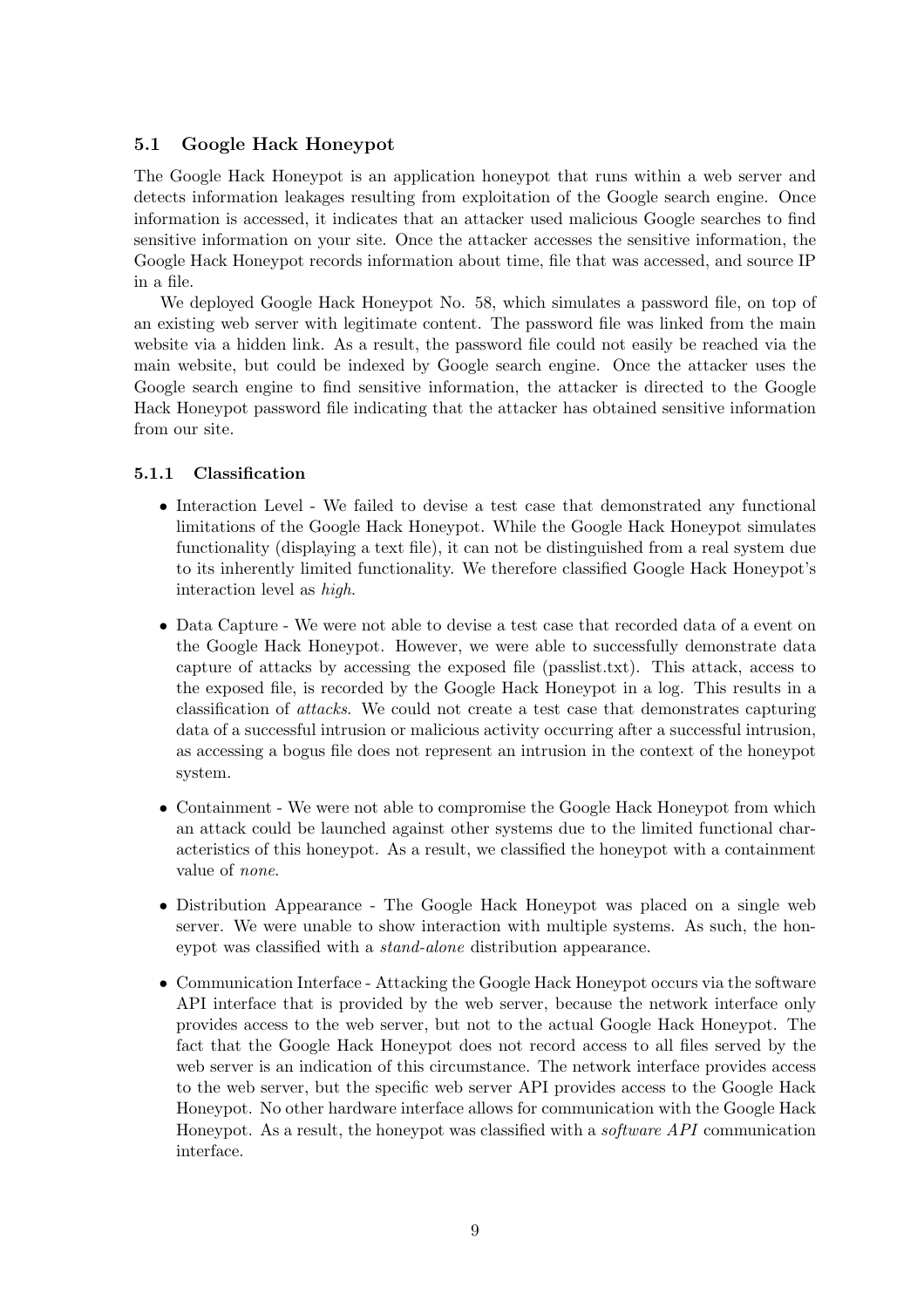### 5.1 Google Hack Honeypot

The Google Hack Honeypot is an application honeypot that runs within a web server and detects information leakages resulting from exploitation of the Google search engine. Once information is accessed, it indicates that an attacker used malicious Google searches to find sensitive information on your site. Once the attacker accesses the sensitive information, the Google Hack Honeypot records information about time, file that was accessed, and source IP in a file.

We deployed Google Hack Honeypot No. 58, which simulates a password file, on top of an existing web server with legitimate content. The password file was linked from the main website via a hidden link. As a result, the password file could not easily be reached via the main website, but could be indexed by Google search engine. Once the attacker uses the Google search engine to find sensitive information, the attacker is directed to the Google Hack Honeypot password file indicating that the attacker has obtained sensitive information from our site.

#### 5.1.1 Classification

- Interaction Level - We failed to devise a test case that demonstrated any functional limitations of the Google Hack Honeypot. While the Google Hack Honeypot simulates functionality (displaying a text file), it can not be distinguished from a real system due to its inherently limited functionality. We therefore classified Google Hack Honeypot's interaction level as *high*.
- Data Capture - We were not able to devise a test case that recorded data of a event on the Google Hack Honeypot. However, we were able to successfully demonstrate data capture of attacks by accessing the exposed file (passlist.txt). This attack, access to the exposed file, is recorded by the Google Hack Honeypot in a log. This results in a classification of *attacks*. We could not create a test case that demonstrates capturing data of a successful intrusion or malicious activity occurring after a successful intrusion, as accessing a bogus file does not represent an intrusion in the context of the honeypot system.
- Containment - We were not able to compromise the Google Hack Honeypot from which an attack could be launched against other systems due to the limited functional characteristics of this honeypot. As a result, we classified the honeypot with a containment value of *none*.
- Distribution Appearance - The Google Hack Honeypot was placed on a single web server. We were unable to show interaction with multiple systems. As such, the honeypot was classified with a *stand-alone* distribution appearance.
- Communication Interface - Attacking the Google Hack Honeypot occurs via the software API interface that is provided by the web server, because the network interface only provides access to the web server, but not to the actual Google Hack Honeypot. The fact that the Google Hack Honeypot does not record access to all files served by the web server is an indication of this circumstance. The network interface provides access to the web server, but the specific web server API provides access to the Google Hack Honeypot. No other hardware interface allows for communication with the Google Hack Honeypot. As a result, the honeypot was classified with a *software API* communication interface.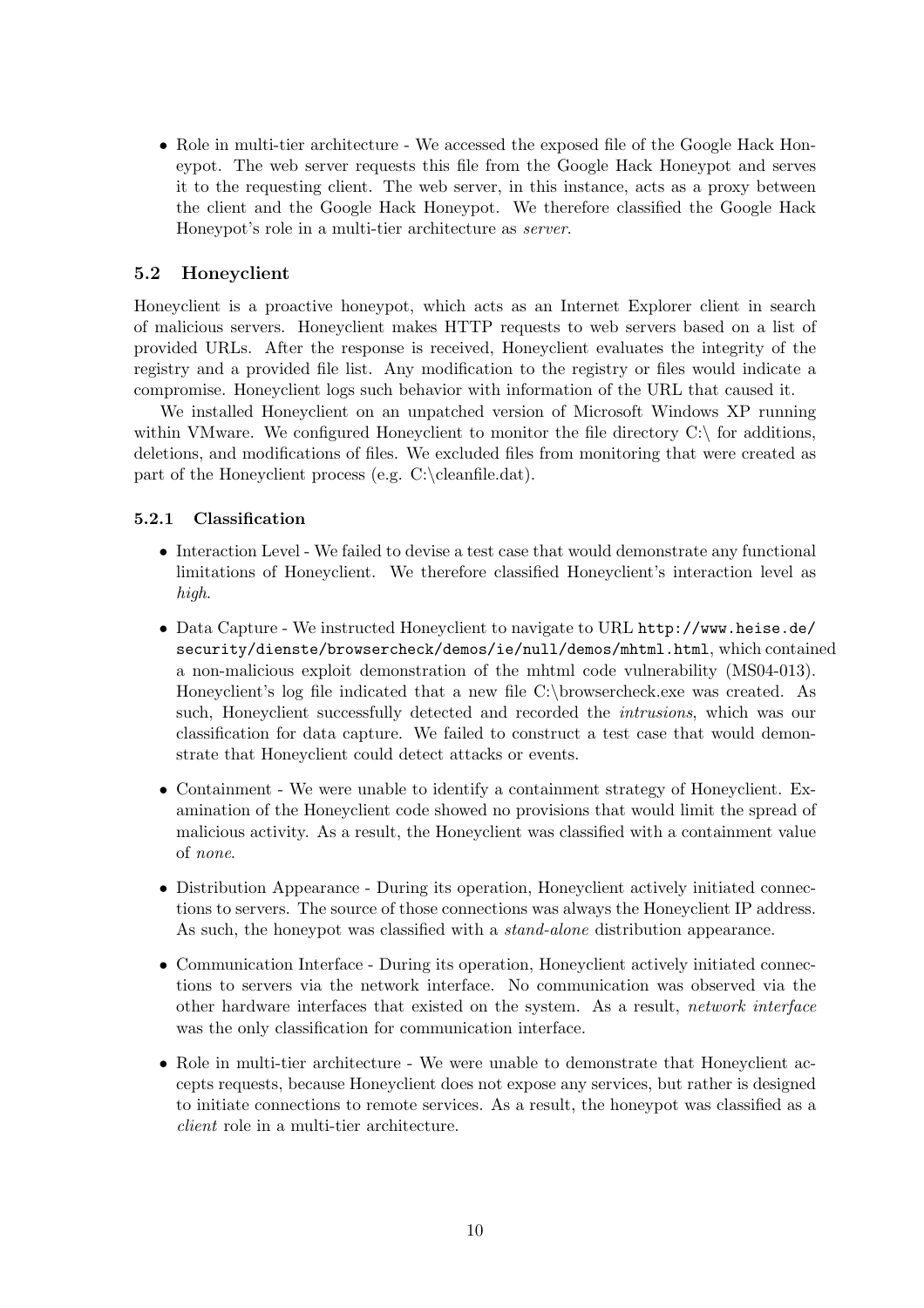- Role in multi-tier architecture - We accessed the exposed file of the Google Hack Honeypot. The web server requests this file from the Google Hack Honeypot and serves it to the requesting client. The web server, in this instance, acts as a proxy between the client and the Google Hack Honeypot. We therefore classified the Google Hack Honeypot's role in a multi-tier architecture as *server*.

## 5.2 Honeyclient

Honeyclient is a proactive honeypot, which acts as an Internet Explorer client in search of malicious servers. Honeyclient makes HTTP requests to web servers based on a list of provided URLs. After the response is received, Honeyclient evaluates the integrity of the registry and a provided file list. Any modification to the registry or files would indicate a compromise. Honeyclient logs such behavior with information of the URL that caused it.

We installed Honeyclient on an unpatched version of Microsoft Windows XP running within VMware. We configured Honeyclient to monitor the file directory C:\ for additions, deletions, and modifications of files. We excluded files from monitoring that were created as part of the Honeyclient process (e.g. C:\cleanfile.dat).

### 5.2.1 Classification

- Interaction Level - We failed to devise a test case that would demonstrate any functional limitations of Honeyclient. We therefore classified Honeyclient's interaction level as *high*.
- Data Capture - We instructed Honeyclient to navigate to URL `http://www.heise.de/security/dienste/browsercheck/demos/ie/null/demos/mhtml.html`, which contained a non-malicious exploit demonstration of the mhtml code vulnerability (MS04-013). Honeyclient's log file indicated that a new file C:\browsercheck.exe was created. As such, Honeyclient successfully detected and recorded the *intrusions*, which was our classification for data capture. We failed to construct a test case that would demonstrate that Honeyclient could detect attacks or events.
- Containment - We were unable to identify a containment strategy of Honeyclient. Examination of the Honeyclient code showed no provisions that would limit the spread of malicious activity. As a result, the Honeyclient was classified with a containment value of *none*.
- Distribution Appearance - During its operation, Honeyclient actively initiated connections to servers. The source of those connections was always the Honeyclient IP address. As such, the honeypot was classified with a *stand-alone* distribution appearance.
- Communication Interface - During its operation, Honeyclient actively initiated connections to servers via the network interface. No communication was observed via the other hardware interfaces that existed on the system. As a result, *network interface* was the only classification for communication interface.
- Role in multi-tier architecture - We were unable to demonstrate that Honeyclient accepts requests, because Honeyclient does not expose any services, but rather is designed to initiate connections to remote services. As a result, the honeypot was classified as a *client* role in a multi-tier architecture.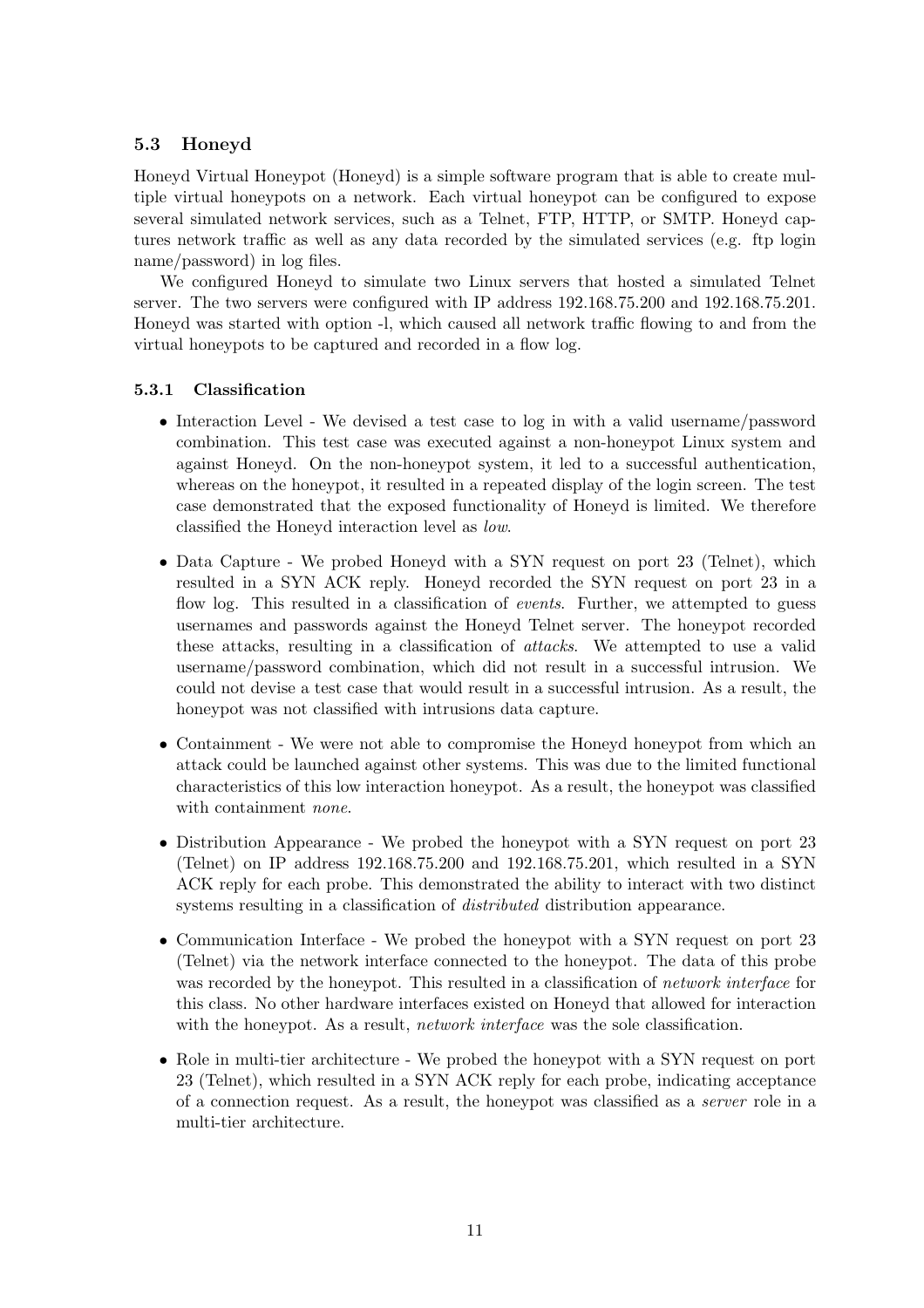### 5.3 Honeyd

Honeyd Virtual Honeypot (Honeyd) is a simple software program that is able to create multiple virtual honeypots on a network. Each virtual honeypot can be configured to expose several simulated network services, such as a Telnet, FTP, HTTP, or SMTP. Honeyd captures network traffic as well as any data recorded by the simulated services (e.g. ftp login name/password) in log files.

We configured Honeyd to simulate two Linux servers that hosted a simulated Telnet server. The two servers were configured with IP address 192.168.75.200 and 192.168.75.201. Honeyd was started with option -l, which caused all network traffic flowing to and from the virtual honeypots to be captured and recorded in a flow log.

#### 5.3.1 Classification

- Interaction Level - We devised a test case to log in with a valid username/password combination. This test case was executed against a non-honeypot Linux system and against Honeyd. On the non-honeypot system, it led to a successful authentication, whereas on the honeypot, it resulted in a repeated display of the login screen. The test case demonstrated that the exposed functionality of Honeyd is limited. We therefore classified the Honeyd interaction level as *low*.
- Data Capture - We probed Honeyd with a SYN request on port 23 (Telnet), which resulted in a SYN ACK reply. Honeyd recorded the SYN request on port 23 in a flow log. This resulted in a classification of *events*. Further, we attempted to guess usernames and passwords against the Honeyd Telnet server. The honeypot recorded these attacks, resulting in a classification of *attacks*. We attempted to use a valid username/password combination, which did not result in a successful intrusion. We could not devise a test case that would result in a successful intrusion. As a result, the honeypot was not classified with intrusions data capture.
- Containment - We were not able to compromise the Honeyd honeypot from which an attack could be launched against other systems. This was due to the limited functional characteristics of this low interaction honeypot. As a result, the honeypot was classified with containment *none*.
- Distribution Appearance - We probed the honeypot with a SYN request on port 23 (Telnet) on IP address 192.168.75.200 and 192.168.75.201, which resulted in a SYN ACK reply for each probe. This demonstrated the ability to interact with two distinct systems resulting in a classification of *distributed* distribution appearance.
- Communication Interface - We probed the honeypot with a SYN request on port 23 (Telnet) via the network interface connected to the honeypot. The data of this probe was recorded by the honeypot. This resulted in a classification of *network interface* for this class. No other hardware interfaces existed on Honeyd that allowed for interaction with the honeypot. As a result, *network interface* was the sole classification.
- Role in multi-tier architecture - We probed the honeypot with a SYN request on port 23 (Telnet), which resulted in a SYN ACK reply for each probe, indicating acceptance of a connection request. As a result, the honeypot was classified as a *server* role in a multi-tier architecture.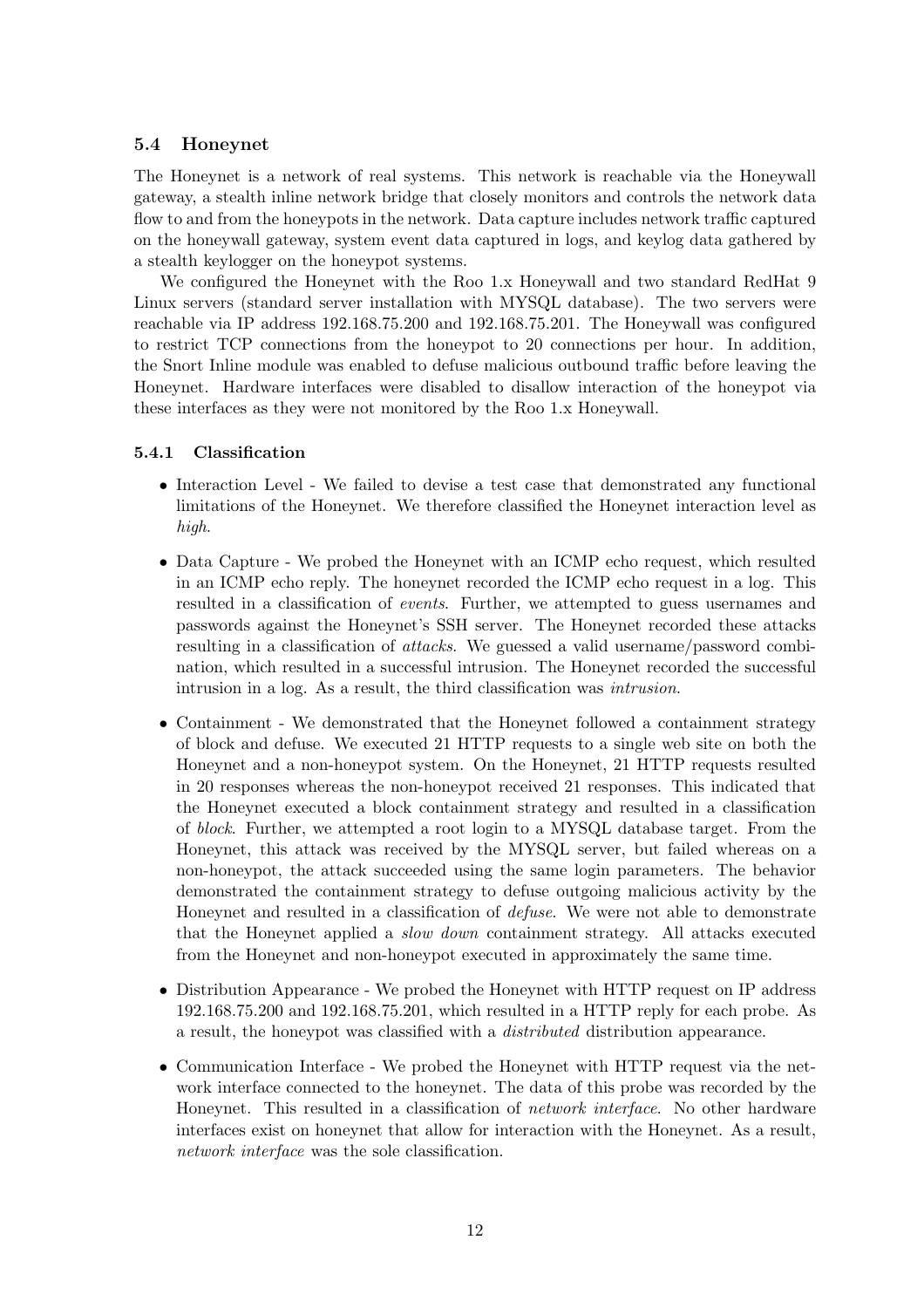### 5.4 Honeynet

The Honeynet is a network of real systems. This network is reachable via the Honeywall gateway, a stealth inline network bridge that closely monitors and controls the network data flow to and from the honeypots in the network. Data capture includes network traffic captured on the honeywall gateway, system event data captured in logs, and keylog data gathered by a stealth keylogger on the honeypot systems.

We configured the Honeynet with the Roo 1.x Honeywall and two standard RedHat 9 Linux servers (standard server installation with MYSQL database). The two servers were reachable via IP address 192.168.75.200 and 192.168.75.201. The Honeywall was configured to restrict TCP connections from the honeypot to 20 connections per hour. In addition, the Snort Inline module was enabled to defuse malicious outbound traffic before leaving the Honeynet. Hardware interfaces were disabled to disallow interaction of the honeypot via these interfaces as they were not monitored by the Roo 1.x Honeywall.

#### 5.4.1 Classification

- Interaction Level - We failed to devise a test case that demonstrated any functional limitations of the Honeynet. We therefore classified the Honeynet interaction level as *high*.
- Data Capture - We probed the Honeynet with an ICMP echo request, which resulted in an ICMP echo reply. The honeynet recorded the ICMP echo request in a log. This resulted in a classification of *events*. Further, we attempted to guess usernames and passwords against the Honeynet's SSH server. The Honeynet recorded these attacks resulting in a classification of *attacks*. We guessed a valid username/password combination, which resulted in a successful intrusion. The Honeynet recorded the successful intrusion in a log. As a result, the third classification was *intrusion*.
- Containment - We demonstrated that the Honeynet followed a containment strategy of block and defuse. We executed 21 HTTP requests to a single web site on both the Honeynet and a non-honeypot system. On the Honeynet, 21 HTTP requests resulted in 20 responses whereas the non-honeypot received 21 responses. This indicated that the Honeynet executed a block containment strategy and resulted in a classification of *block*. Further, we attempted a root login to a MYSQL database target. From the Honeynet, this attack was received by the MYSQL server, but failed whereas on a non-honeypot, the attack succeeded using the same login parameters. The behavior demonstrated the containment strategy to defuse outgoing malicious activity by the Honeynet and resulted in a classification of *defuse*. We were not able to demonstrate that the Honeynet applied a *slow down* containment strategy. All attacks executed from the Honeynet and non-honeypot executed in approximately the same time.
- Distribution Appearance - We probed the Honeynet with HTTP request on IP address 192.168.75.200 and 192.168.75.201, which resulted in a HTTP reply for each probe. As a result, the honeypot was classified with a *distributed* distribution appearance.
- Communication Interface - We probed the Honeynet with HTTP request via the network interface connected to the honeynet. The data of this probe was recorded by the Honeynet. This resulted in a classification of *network interface*. No other hardware interfaces exist on honeynet that allow for interaction with the Honeynet. As a result, *network interface* was the sole classification.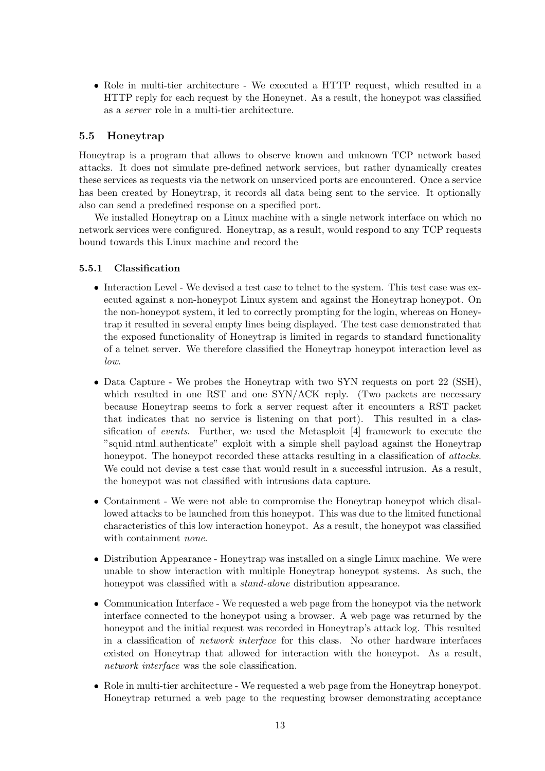- Role in multi-tier architecture - We executed a HTTP request, which resulted in a HTTP reply for each request by the Honeynet. As a result, the honeypot was classified as a *server* role in a multi-tier architecture.

## 5.5 Honeytrap

Honeytrap is a program that allows to observe known and unknown TCP network based attacks. It does not simulate pre-defined network services, but rather dynamically creates these services as requests via the network on unserviced ports are encountered. Once a service has been created by Honeytrap, it records all data being sent to the service. It optionally also can send a predefined response on a specified port.

We installed Honeytrap on a Linux machine with a single network interface on which no network services were configured. Honeytrap, as a result, would respond to any TCP requests bound towards this Linux machine and record the

### 5.5.1 Classification

- Interaction Level - We devised a test case to telnet to the system. This test case was executed against a non-honeypot Linux system and against the Honeytrap honeypot. On the non-honeypot system, it led to correctly prompting for the login, whereas on Honeytrap it resulted in several empty lines being displayed. The test case demonstrated that the exposed functionality of Honeytrap is limited in regards to standard functionality of a telnet server. We therefore classified the Honeytrap honeypot interaction level as *low*.

- Data Capture - We probes the Honeytrap with two SYN requests on port 22 (SSH), which resulted in one RST and one SYN/ACK reply. (Two packets are necessary because Honeytrap seems to fork a server request after it encounters a RST packet that indicates that no service is listening on that port). This resulted in a classification of *events*. Further, we used the Metasploit [4] framework to execute the "squid_ntml_authenticate" exploit with a simple shell payload against the Honeytrap honeypot. The honeypot recorded these attacks resulting in a classification of *attacks*. We could not devise a test case that would result in a successful intrusion. As a result, the honeypot was not classified with intrusions data capture.

- Containment - We were not able to compromise the Honeytrap honeypot which disallowed attacks to be launched from this honeypot. This was due to the limited functional characteristics of this low interaction honeypot. As a result, the honeypot was classified with containment *none*.

- Distribution Appearance - Honeytrap was installed on a single Linux machine. We were unable to show interaction with multiple Honeytrap honeypot systems. As such, the honeypot was classified with a *stand-alone* distribution appearance.

- Communication Interface - We requested a web page from the honeypot via the network interface connected to the honeypot using a browser. A web page was returned by the honeypot and the initial request was recorded in Honeytrap's attack log. This resulted in a classification of *network interface* for this class. No other hardware interfaces existed on Honeytrap that allowed for interaction with the honeypot. As a result, *network interface* was the sole classification.

- Role in multi-tier architecture - We requested a web page from the Honeytrap honeypot. Honeytrap returned a web page to the requesting browser demonstrating acceptance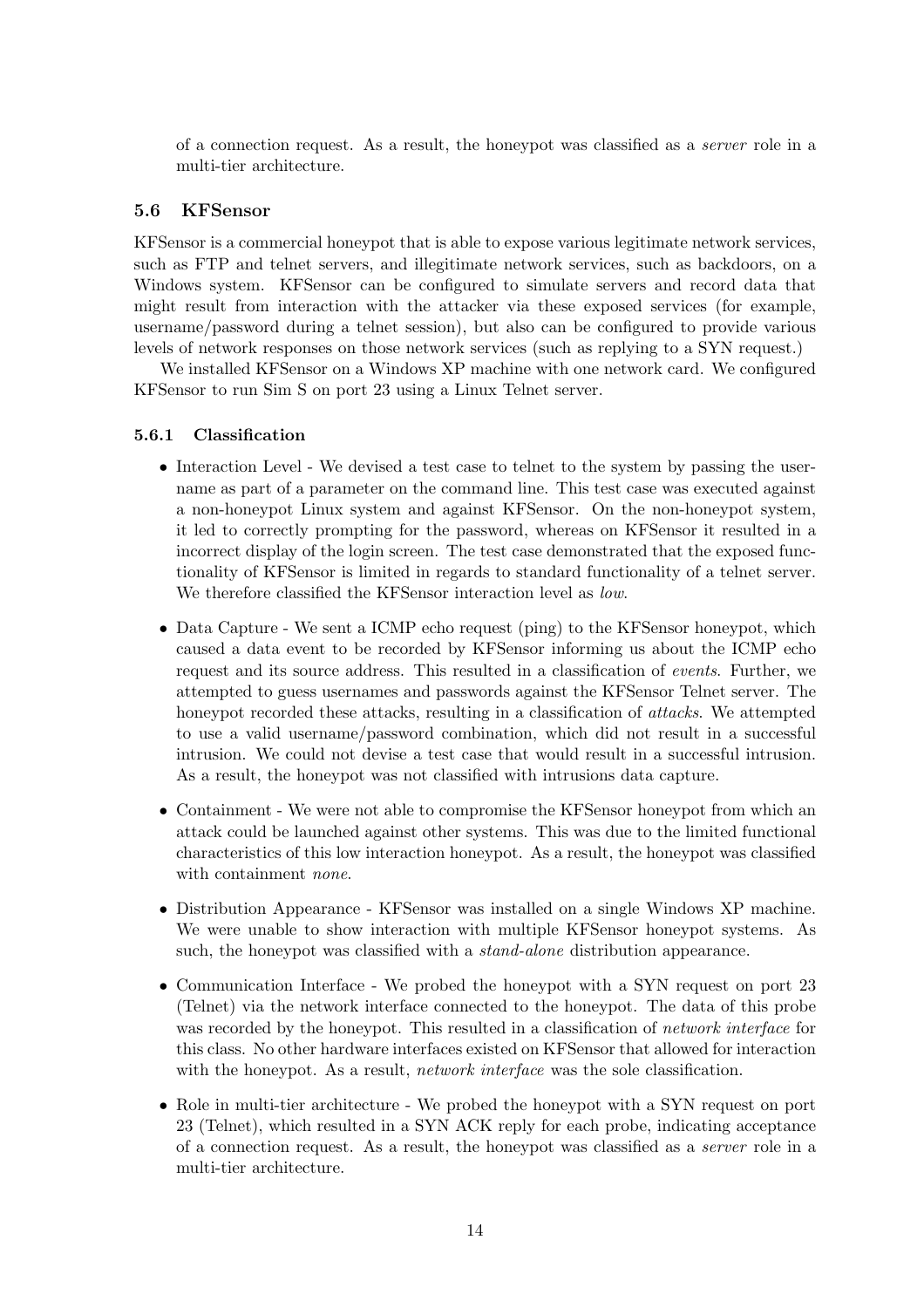of a connection request. As a result, the honeypot was classified as a *server* role in a multi-tier architecture.

### 5.6 KFSensor

KFSensor is a commercial honeypot that is able to expose various legitimate network services, such as FTP and telnet servers, and illegitimate network services, such as backdoors, on a Windows system. KFSensor can be configured to simulate servers and record data that might result from interaction with the attacker via these exposed services (for example, username/password during a telnet session), but also can be configured to provide various levels of network responses on those network services (such as replying to a SYN request.)

We installed KFSensor on a Windows XP machine with one network card. We configured KFSensor to run Sim S on port 23 using a Linux Telnet server.

#### 5.6.1 Classification

- Interaction Level - We devised a test case to telnet to the system by passing the username as part of a parameter on the command line. This test case was executed against a non-honeypot Linux system and against KFSensor. On the non-honeypot system, it led to correctly prompting for the password, whereas on KFSensor it resulted in a incorrect display of the login screen. The test case demonstrated that the exposed functionality of KFSensor is limited in regards to standard functionality of a telnet server. We therefore classified the KFSensor interaction level as *low*.
- Data Capture - We sent a ICMP echo request (ping) to the KFSensor honeypot, which caused a data event to be recorded by KFSensor informing us about the ICMP echo request and its source address. This resulted in a classification of *events*. Further, we attempted to guess usernames and passwords against the KFSensor Telnet server. The honeypot recorded these attacks, resulting in a classification of *attacks*. We attempted to use a valid username/password combination, which did not result in a successful intrusion. We could not devise a test case that would result in a successful intrusion. As a result, the honeypot was not classified with intrusions data capture.
- Containment - We were not able to compromise the KFSensor honeypot from which an attack could be launched against other systems. This was due to the limited functional characteristics of this low interaction honeypot. As a result, the honeypot was classified with containment *none*.
- Distribution Appearance - KFSensor was installed on a single Windows XP machine. We were unable to show interaction with multiple KFSensor honeypot systems. As such, the honeypot was classified with a *stand-alone* distribution appearance.
- Communication Interface - We probed the honeypot with a SYN request on port 23 (Telnet) via the network interface connected to the honeypot. The data of this probe was recorded by the honeypot. This resulted in a classification of *network interface* for this class. No other hardware interfaces existed on KFSensor that allowed for interaction with the honeypot. As a result, *network interface* was the sole classification.
- Role in multi-tier architecture - We probed the honeypot with a SYN request on port 23 (Telnet), which resulted in a SYN ACK reply for each probe, indicating acceptance of a connection request. As a result, the honeypot was classified as a *server* role in a multi-tier architecture.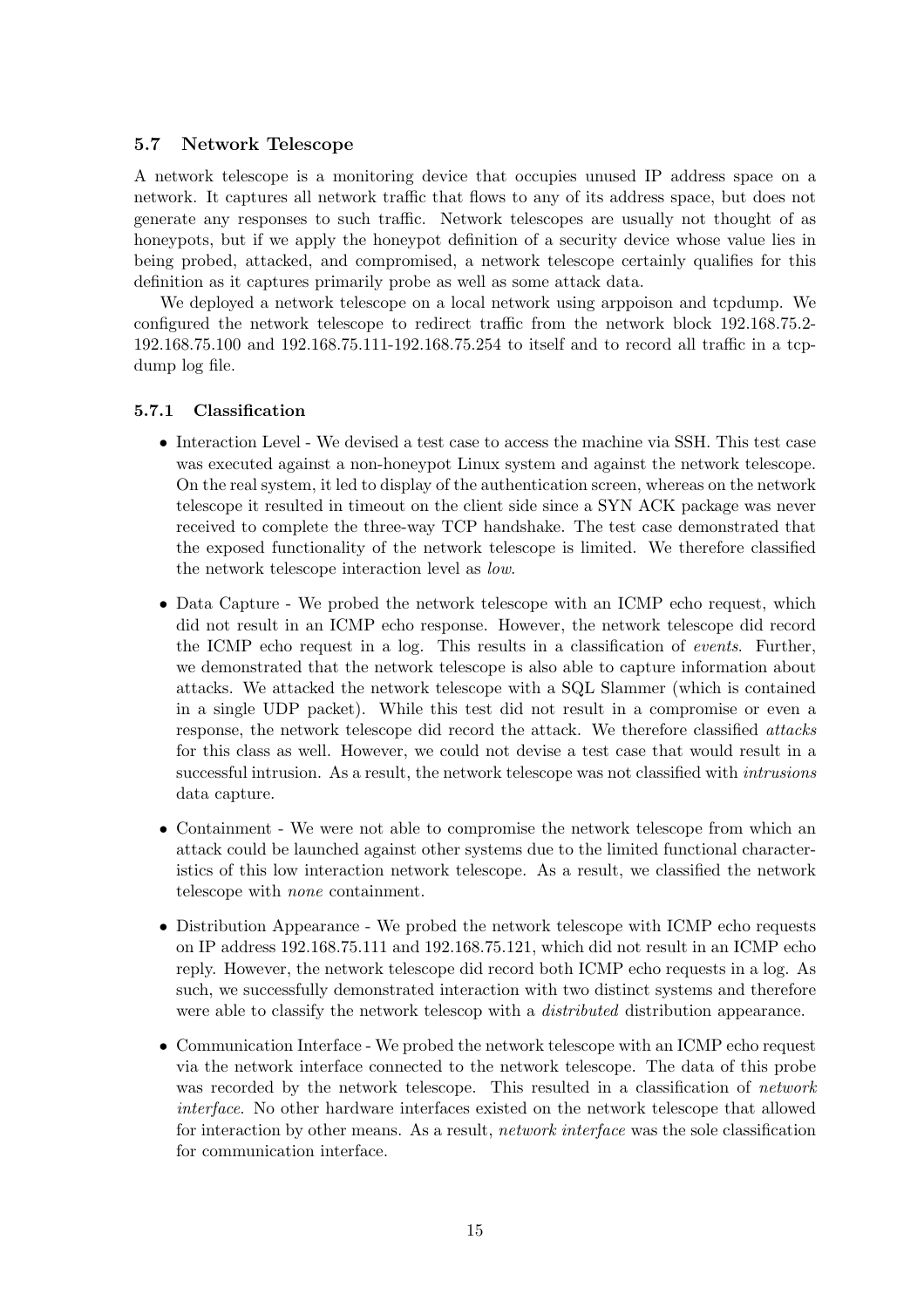### 5.7 Network Telescope

A network telescope is a monitoring device that occupies unused IP address space on a network. It captures all network traffic that flows to any of its address space, but does not generate any responses to such traffic. Network telescopes are usually not thought of as honeypots, but if we apply the honeypot definition of a security device whose value lies in being probed, attacked, and compromised, a network telescope certainly qualifies for this definition as it captures primarily probe as well as some attack data.

We deployed a network telescope on a local network using arppoison and tcpdump. We configured the network telescope to redirect traffic from the network block 192.168.75.2-192.168.75.100 and 192.168.75.111-192.168.75.254 to itself and to record all traffic in a tcpdump log file.

#### 5.7.1 Classification

- Interaction Level - We devised a test case to access the machine via SSH. This test case was executed against a non-honeypot Linux system and against the network telescope. On the real system, it led to display of the authentication screen, whereas on the network telescope it resulted in timeout on the client side since a SYN ACK package was never received to complete the three-way TCP handshake. The test case demonstrated that the exposed functionality of the network telescope is limited. We therefore classified the network telescope interaction level as *low*.

- Data Capture - We probed the network telescope with an ICMP echo request, which did not result in an ICMP echo response. However, the network telescope did record the ICMP echo request in a log. This results in a classification of *events*. Further, we demonstrated that the network telescope is also able to capture information about attacks. We attacked the network telescope with a SQL Slammer (which is contained in a single UDP packet). While this test did not result in a compromise or even a response, the network telescope did record the attack. We therefore classified *attacks* for this class as well. However, we could not devise a test case that would result in a successful intrusion. As a result, the network telescope was not classified with *intrusions* data capture.

- Containment - We were not able to compromise the network telescope from which an attack could be launched against other systems due to the limited functional characteristics of this low interaction network telescope. As a result, we classified the network telescope with *none* containment.

- Distribution Appearance - We probed the network telescope with ICMP echo requests on IP address 192.168.75.111 and 192.168.75.121, which did not result in an ICMP echo reply. However, the network telescope did record both ICMP echo requests in a log. As such, we successfully demonstrated interaction with two distinct systems and therefore were able to classify the network telescop with a *distributed* distribution appearance.

- Communication Interface - We probed the network telescope with an ICMP echo request via the network interface connected to the network telescope. The data of this probe was recorded by the network telescope. This resulted in a classification of *network interface*. No other hardware interfaces existed on the network telescope that allowed for interaction by other means. As a result, *network interface* was the sole classification for communication interface.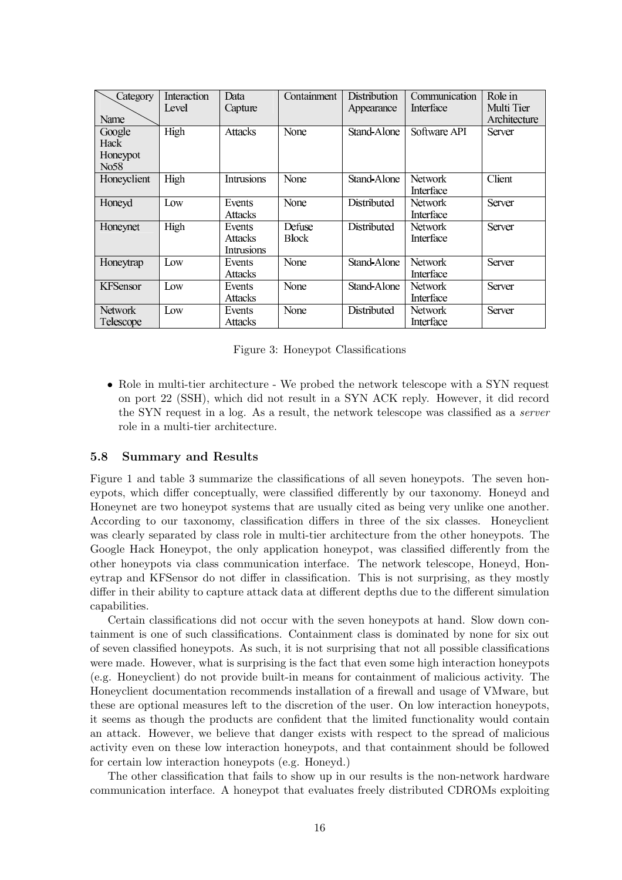| Category / Name | Interaction Level | Data Capture | Containment | Distribution Appearance | Communication Interface | Role in Multi Tier Architecture |
|---|---|---|---|---|---|---|
| Google Hack Honeypot No58 | High | Attacks | None | Stand-Alone | Software API | Server |
| Honeyclient | High | Intrusions | None | Stand-Alone | Network Interface | Client |
| Honeyd | Low | Events Attacks | None | Distributed | Network Interface | Server |
| Honeynet | High | Events Attacks Intrusions | Defuse Block | Distributed | Network Interface | Server |
| Honeytrap | Low | Events Attacks | None | Stand-Alone | Network Interface | Server |
| KFSensor | Low | Events Attacks | None | Stand-Alone | Network Interface | Server |
| Network Telescope | Low | Events Attacks | None | Distributed | Network Interface | Server |

Figure 3: Honeypot Classifications

- Role in multi-tier architecture - We probed the network telescope with a SYN request on port 22 (SSH), which did not result in a SYN ACK reply. However, it did record the SYN request in a log. As a result, the network telescope was classified as a *server* role in a multi-tier architecture.

### 5.8 Summary and Results

Figure 1 and table 3 summarize the classifications of all seven honeypots. The seven honeypots, which differ conceptually, were classified differently by our taxonomy. Honeyd and Honeynet are two honeypot systems that are usually cited as being very unlike one another. According to our taxonomy, classification differs in three of the six classes. Honeyclient was clearly separated by class role in multi-tier architecture from the other honeypots. The Google Hack Honeypot, the only application honeypot, was classified differently from the other honeypots via class communication interface. The network telescope, Honeyd, Honeytrap and KFSensor do not differ in classification. This is not surprising, as they mostly differ in their ability to capture attack data at different depths due to the different simulation capabilities.

Certain classifications did not occur with the seven honeypots at hand. Slow down containment is one of such classifications. Containment class is dominated by none for six out of seven classified honeypots. As such, it is not surprising that not all possible classifications were made. However, what is surprising is the fact that even some high interaction honeypots (e.g. Honeyclient) do not provide built-in means for containment of malicious activity. The Honeyclient documentation recommends installation of a firewall and usage of VMware, but these are optional measures left to the discretion of the user. On low interaction honeypots, it seems as though the products are confident that the limited functionality would contain an attack. However, we believe that danger exists with respect to the spread of malicious activity even on these low interaction honeypots, and that containment should be followed for certain low interaction honeypots (e.g. Honeyd.)

The other classification that fails to show up in our results is the non-network hardware communication interface. A honeypot that evaluates freely distributed CDROMs exploiting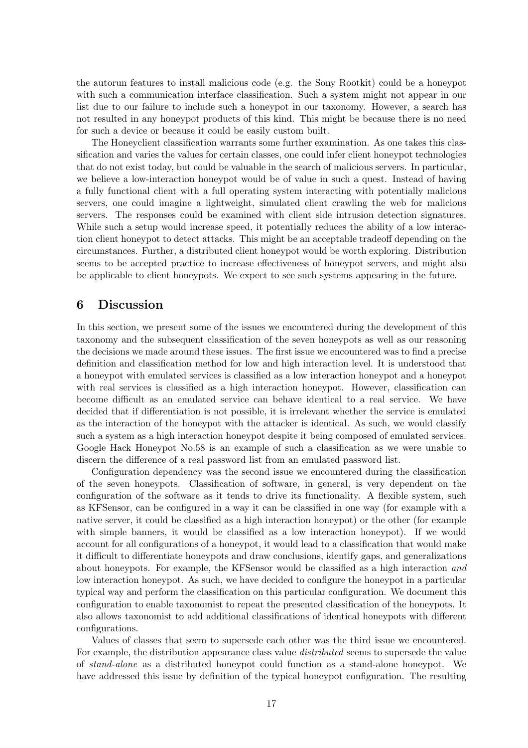the autorun features to install malicious code (e.g. the Sony Rootkit) could be a honeypot with such a communication interface classification. Such a system might not appear in our list due to our failure to include such a honeypot in our taxonomy. However, a search has not resulted in any honeypot products of this kind. This might be because there is no need for such a device or because it could be easily custom built.

The Honeyclient classification warrants some further examination. As one takes this classification and varies the values for certain classes, one could infer client honeypot technologies that do not exist today, but could be valuable in the search of malicious servers. In particular, we believe a low-interaction honeypot would be of value in such a quest. Instead of having a fully functional client with a full operating system interacting with potentially malicious servers, one could imagine a lightweight, simulated client crawling the web for malicious servers. The responses could be examined with client side intrusion detection signatures. While such a setup would increase speed, it potentially reduces the ability of a low interaction client honeypot to detect attacks. This might be an acceptable tradeoff depending on the circumstances. Further, a distributed client honeypot would be worth exploring. Distribution seems to be accepted practice to increase effectiveness of honeypot servers, and might also be applicable to client honeypots. We expect to see such systems appearing in the future.

## 6 Discussion

In this section, we present some of the issues we encountered during the development of this taxonomy and the subsequent classification of the seven honeypots as well as our reasoning the decisions we made around these issues. The first issue we encountered was to find a precise definition and classification method for low and high interaction level. It is understood that a honeypot with emulated services is classified as a low interaction honeypot and a honeypot with real services is classified as a high interaction honeypot. However, classification can become difficult as an emulated service can behave identical to a real service. We have decided that if differentiation is not possible, it is irrelevant whether the service is emulated as the interaction of the honeypot with the attacker is identical. As such, we would classify such a system as a high interaction honeypot despite it being composed of emulated services. Google Hack Honeypot No.58 is an example of such a classification as we were unable to discern the difference of a real password list from an emulated password list.

Configuration dependency was the second issue we encountered during the classification of the seven honeypots. Classification of software, in general, is very dependent on the configuration of the software as it tends to drive its functionality. A flexible system, such as KFSensor, can be configured in a way it can be classified in one way (for example with a native server, it could be classified as a high interaction honeypot) or the other (for example with simple banners, it would be classified as a low interaction honeypot). If we would account for all configurations of a honeypot, it would lead to a classification that would make it difficult to differentiate honeypots and draw conclusions, identify gaps, and generalizations about honeypots. For example, the KFSensor would be classified as a high interaction *and* low interaction honeypot. As such, we have decided to configure the honeypot in a particular typical way and perform the classification on this particular configuration. We document this configuration to enable taxonomist to repeat the presented classification of the honeypots. It also allows taxonomist to add additional classifications of identical honeypots with different configurations.

Values of classes that seem to supersede each other was the third issue we encountered. For example, the distribution appearance class value *distributed* seems to supersede the value of *stand-alone* as a distributed honeypot could function as a stand-alone honeypot. We have addressed this issue by definition of the typical honeypot configuration. The resulting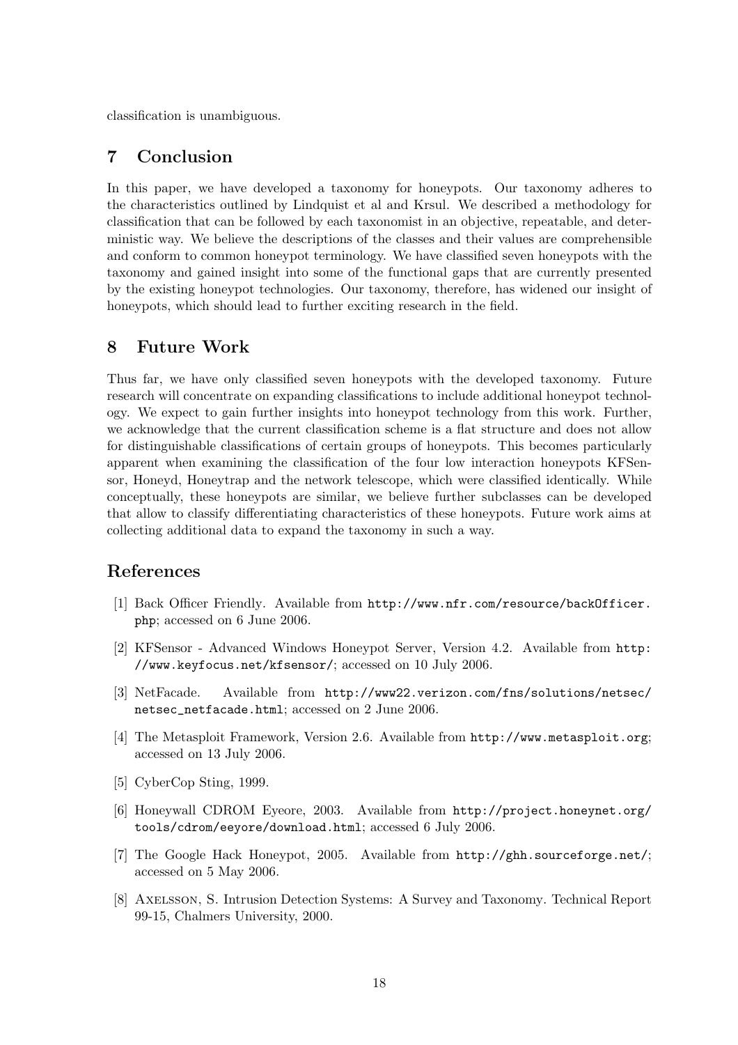classification is unambiguous.

## 7 Conclusion

In this paper, we have developed a taxonomy for honeypots. Our taxonomy adheres to the characteristics outlined by Lindquist et al and Krsul. We described a methodology for classification that can be followed by each taxonomist in an objective, repeatable, and deterministic way. We believe the descriptions of the classes and their values are comprehensible and conform to common honeypot terminology. We have classified seven honeypots with the taxonomy and gained insight into some of the functional gaps that are currently presented by the existing honeypot technologies. Our taxonomy, therefore, has widened our insight of honeypots, which should lead to further exciting research in the field.

## 8 Future Work

Thus far, we have only classified seven honeypots with the developed taxonomy. Future research will concentrate on expanding classifications to include additional honeypot technology. We expect to gain further insights into honeypot technology from this work. Further, we acknowledge that the current classification scheme is a flat structure and does not allow for distinguishable classifications of certain groups of honeypots. This becomes particularly apparent when examining the classification of the four low interaction honeypots KFSensor, Honeyd, Honeytrap and the network telescope, which were classified identically. While conceptually, these honeypots are similar, we believe further subclasses can be developed that allow to classify differentiating characteristics of these honeypots. Future work aims at collecting additional data to expand the taxonomy in such a way.

## References

[1] Back Officer Friendly. Available from `http://www.nfr.com/resource/backOfficer.php`; accessed on 6 June 2006.

[2] KFSensor - Advanced Windows Honeypot Server, Version 4.2. Available from `http://www.keyfocus.net/kfsensor/`; accessed on 10 July 2006.

[3] NetFacade. Available from `http://www22.verizon.com/fns/solutions/netsec/netsec_netfacade.html`; accessed on 2 June 2006.

[4] The Metasploit Framework, Version 2.6. Available from `http://www.metasploit.org`; accessed on 13 July 2006.

[5] CyberCop Sting, 1999.

[6] Honeywall CDROM Eyeore, 2003. Available from `http://project.honeynet.org/tools/cdrom/eeyore/download.html`; accessed 6 July 2006.

[7] The Google Hack Honeypot, 2005. Available from `http://ghh.sourceforge.net/`; accessed on 5 May 2006.

[8] Axelsson, S. Intrusion Detection Systems: A Survey and Taxonomy. Technical Report 99-15, Chalmers University, 2000.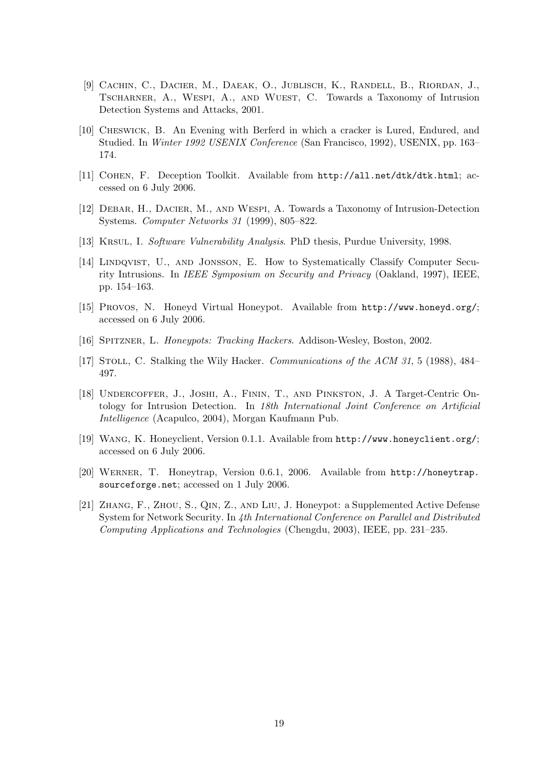[9] Cachin, C., Dacier, M., Daeak, O., Jublisch, K., Randell, B., Riordan, J., Tscharner, A., Wespi, A., and Wuest, C. Towards a Taxonomy of Intrusion Detection Systems and Attacks, 2001.

[10] Cheswick, B. An Evening with Berferd in which a cracker is Lured, Endured, and Studied. In *Winter 1992 USENIX Conference* (San Francisco, 1992), USENIX, pp. 163–174.

[11] Cohen, F. Deception Toolkit. Available from `http://all.net/dtk/dtk.html`; accessed on 6 July 2006.

[12] Debar, H., Dacier, M., and Wespi, A. Towards a Taxonomy of Intrusion-Detection Systems. *Computer Networks 31* (1999), 805–822.

[13] Krsul, I. *Software Vulnerability Analysis*. PhD thesis, Purdue University, 1998.

[14] Lindqvist, U., and Jonsson, E. How to Systematically Classify Computer Security Intrusions. In *IEEE Symposium on Security and Privacy* (Oakland, 1997), IEEE, pp. 154–163.

[15] Provos, N. Honeyd Virtual Honeypot. Available from `http://www.honeyd.org/`; accessed on 6 July 2006.

[16] Spitzner, L. *Honeypots: Tracking Hackers*. Addison-Wesley, Boston, 2002.

[17] Stoll, C. Stalking the Wily Hacker. *Communications of the ACM 31*, 5 (1988), 484–497.

[18] Undercoffer, J., Joshi, A., Finin, T., and Pinkston, J. A Target-Centric Ontology for Intrusion Detection. In *18th International Joint Conference on Artificial Intelligence* (Acapulco, 2004), Morgan Kaufmann Pub.

[19] Wang, K. Honeyclient, Version 0.1.1. Available from `http://www.honeyclient.org/`; accessed on 6 July 2006.

[20] Werner, T. Honeytrap, Version 0.6.1, 2006. Available from `http://honeytrap.sourceforge.net`; accessed on 1 July 2006.

[21] Zhang, F., Zhou, S., Qin, Z., and Liu, J. Honeypot: a Supplemented Active Defense System for Network Security. In *4th International Conference on Parallel and Distributed Computing Applications and Technologies* (Chengdu, 2003), IEEE, pp. 231–235.